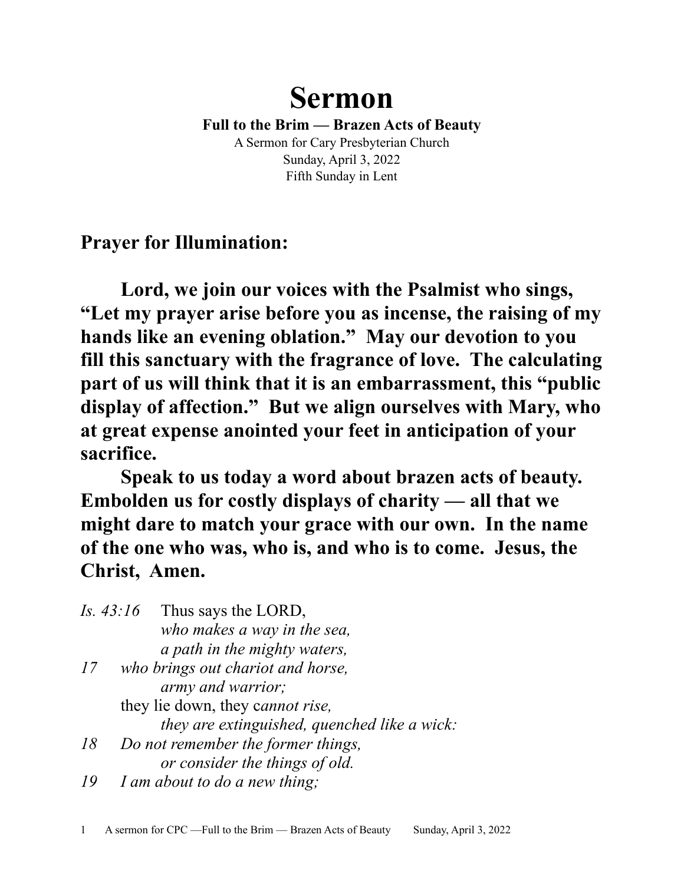# Sermon

**Full to the Brim — Brazen Acts of Beauty**

A Sermon for Cary Presbyterian Church

Sunday, April 3, 2022

Fifth Sunday in Lent

## Prayer for Illumination:

**Lord, we join our voices with the Psalmist who sings, "Let my prayer arise before you as incense, the raising of my hands like an evening oblation." May our devotion to you fill this sanctuary with the fragrance of love. The calculating part of us will think that it is an embarrassment, this "public display of affection." But we align ourselves with Mary, who at great expense anointed your feet in anticipation of your sacrifice.**

**Speak to us today a word about brazen acts of beauty. Embolden us for costly displays of charity — all that we might dare to match your grace with our own. In the name of the one who was, who is, and who is to come. Jesus, the Christ, Amen.**

*Is. 43:16* Thus says the LORD,
*who makes a way in the sea,*
*a path in the mighty waters,*
*17* *who brings out chariot and horse,*
*army and warrior;*
they lie down, they c*annot rise,*
*they are extinguished, quenched like a wick:*
*18* *Do not remember the former things,*
*or consider the things of old.*
*19* *I am about to do a new thing;*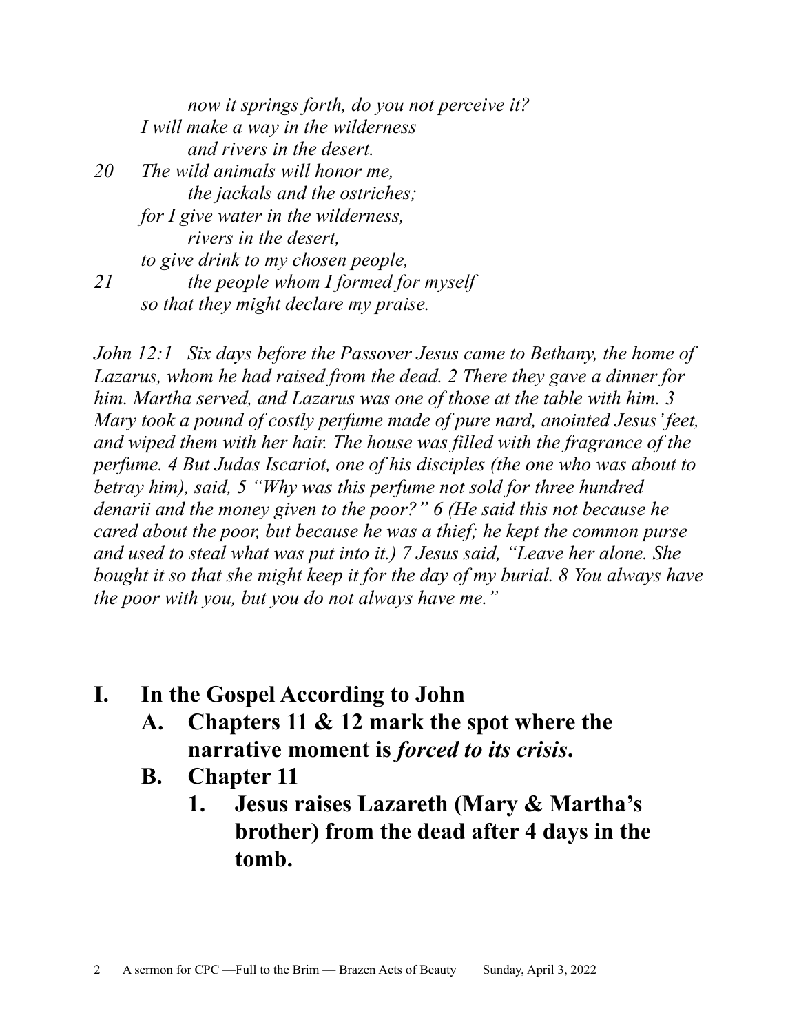*now it springs forth, do you not perceive it?*  
*I will make a way in the wilderness*  
*and rivers in the desert.*  
20 *The wild animals will honor me,*  
*the jackals and the ostriches;*  
*for I give water in the wilderness,*  
*rivers in the desert,*  
*to give drink to my chosen people,*  
21 *the people whom I formed for myself*  
*so that they might declare my praise.*

*John 12:1 Six days before the Passover Jesus came to Bethany, the home of Lazarus, whom he had raised from the dead. 2 There they gave a dinner for him. Martha served, and Lazarus was one of those at the table with him. 3 Mary took a pound of costly perfume made of pure nard, anointed Jesus' feet, and wiped them with her hair. The house was filled with the fragrance of the perfume. 4 But Judas Iscariot, one of his disciples (the one who was about to betray him), said, 5 "Why was this perfume not sold for three hundred denarii and the money given to the poor?" 6 (He said this not because he cared about the poor, but because he was a thief; he kept the common purse and used to steal what was put into it.) 7 Jesus said, "Leave her alone. She bought it so that she might keep it for the day of my burial. 8 You always have the poor with you, but you do not always have me."*

## I. In the Gospel According to John

### A. Chapters 11 & 12 mark the spot where the narrative moment is *forced to its crisis***.**

### B. Chapter 11

**1. Jesus raises Lazareth (Mary & Martha's brother) from the dead after 4 days in the tomb.**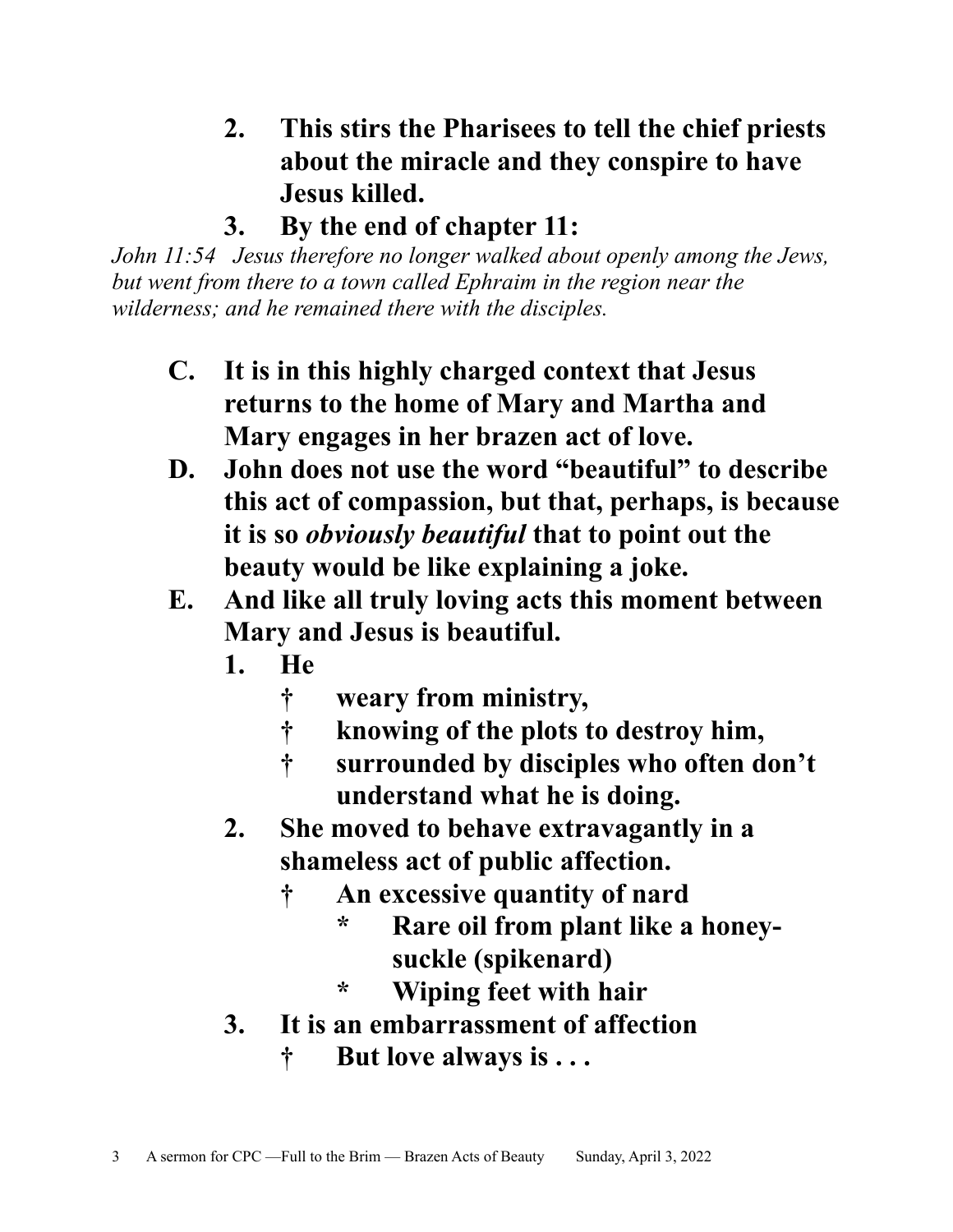2. **This stirs the Pharisees to tell the chief priests about the miracle and they conspire to have Jesus killed.**
3. **By the end of chapter 11:**

*John 11:54 Jesus therefore no longer walked about openly among the Jews, but went from there to a town called Ephraim in the region near the wilderness; and he remained there with the disciples.*

C. **It is in this highly charged context that Jesus returns to the home of Mary and Martha and Mary engages in her brazen act of love.**

D. **John does not use the word "beautiful" to describe this act of compassion, but that, perhaps, is because it is so *obviously beautiful* that to point out the beauty would be like explaining a joke.**

E. **And like all truly loving acts this moment between Mary and Jesus is beautiful.**
   1. **He**
      - † **weary from ministry,**
      - † **knowing of the plots to destroy him,**
      - † **surrounded by disciples who often don't understand what he is doing.**
   2. **She moved to behave extravagantly in a shameless act of public affection.**
      - † **An excessive quantity of nard**
        - \* **Rare oil from plant like a honey-suckle (spikenard)**
        - \* **Wiping feet with hair**
   3. **It is an embarrassment of affection**
      - † **But love always is . . .**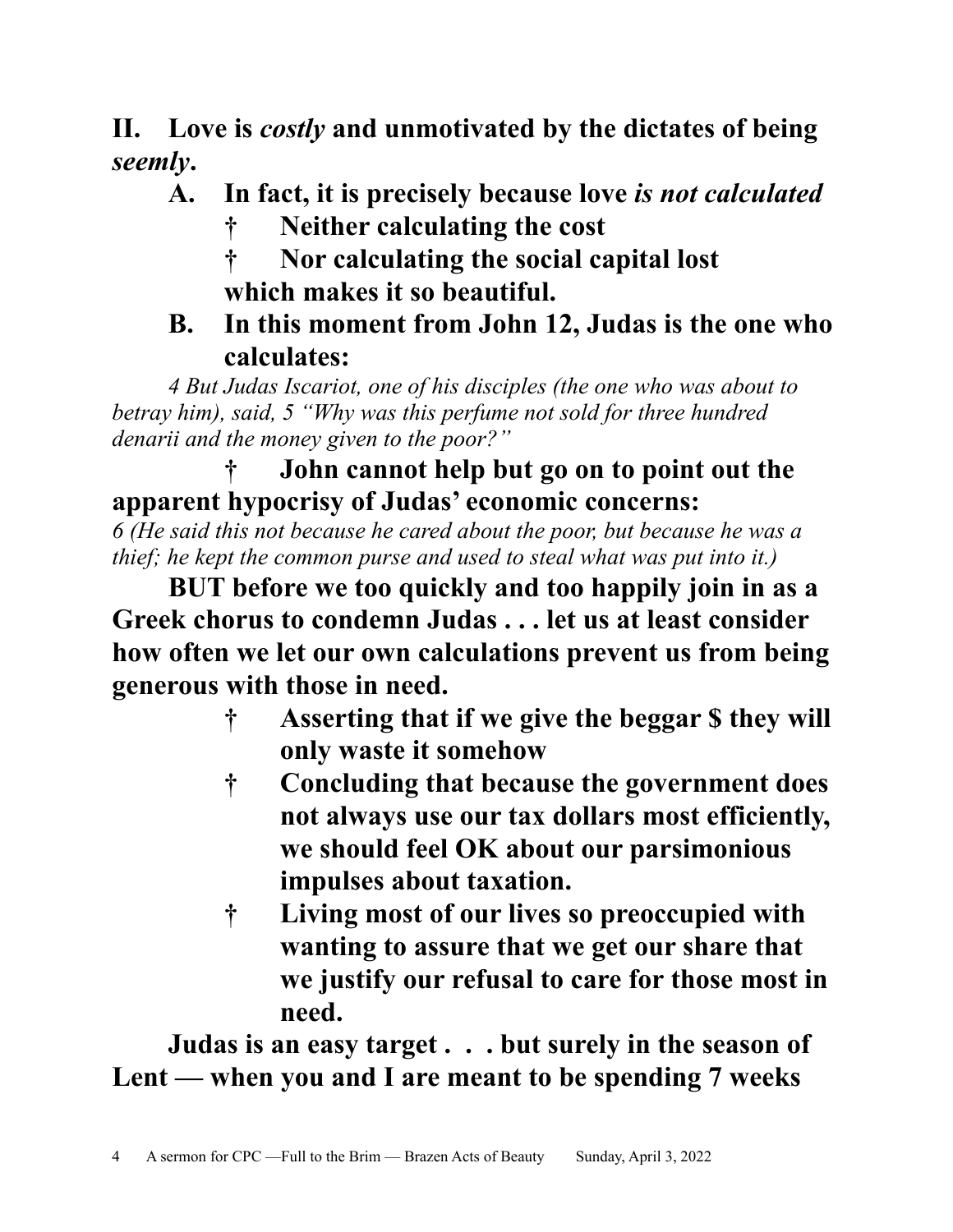**II. Love is *costly* and unmotivated by the dictates of being *seemly*.**

**A. In fact, it is precisely because love *is not calculated***

- **† Neither calculating the cost**
- **† Nor calculating the social capital lost**

**which makes it so beautiful.**

**B. In this moment from John 12, Judas is the one who calculates:**

*4 But Judas Iscariot, one of his disciples (the one who was about to betray him), said, 5 "Why was this perfume not sold for three hundred denarii and the money given to the poor?"*

**† John cannot help but go on to point out the apparent hypocrisy of Judas' economic concerns:**

*6 (He said this not because he cared about the poor, but because he was a thief; he kept the common purse and used to steal what was put into it.)*

**BUT before we too quickly and too happily join in as a Greek chorus to condemn Judas . . . let us at least consider how often we let our own calculations prevent us from being generous with those in need.**

- **† Asserting that if we give the beggar $ they will only waste it somehow**
- **† Concluding that because the government does not always use our tax dollars most efficiently, we should feel OK about our parsimonious impulses about taxation.**
- **† Living most of our lives so preoccupied with wanting to assure that we get our share that we justify our refusal to care for those most in need.**

**Judas is an easy target . . . but surely in the season of Lent — when you and I are meant to be spending 7 weeks**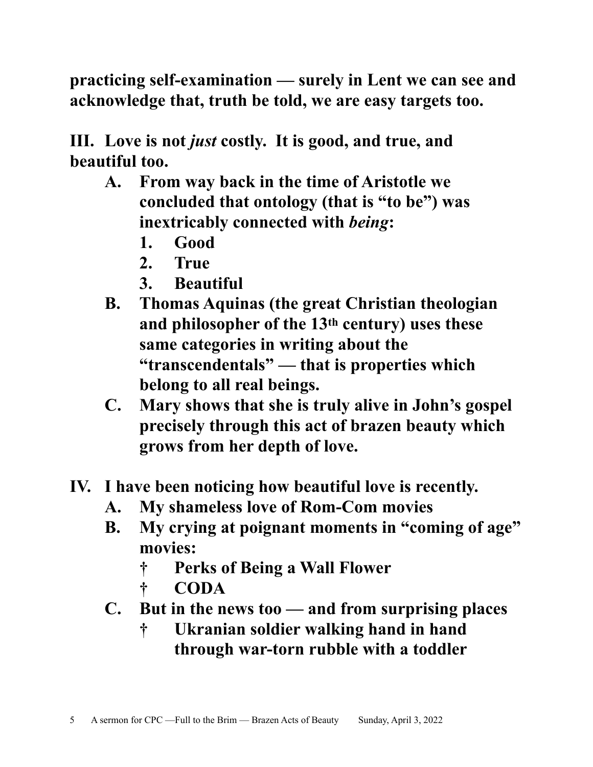**practicing self-examination — surely in Lent we can see and acknowledge that, truth be told, we are easy targets too.**

**III. Love is not *just* costly. It is good, and true, and beautiful too.**

- **A. From way back in the time of Aristotle we concluded that ontology (that is "to be") was inextricably connected with *being*:**
  1. **Good**
  2. **True**
  3. **Beautiful**
- **B. Thomas Aquinas (the great Christian theologian and philosopher of the 13th century) uses these same categories in writing about the "transcendentals" — that is properties which belong to all real beings.**
- **C. Mary shows that she is truly alive in John's gospel precisely through this act of brazen beauty which grows from her depth of love.**

**IV. I have been noticing how beautiful love is recently.**

- **A. My shameless love of Rom-Com movies**
- **B. My crying at poignant moments in "coming of age" movies:**
  - **† Perks of Being a Wall Flower**
  - **† CODA**
- **C. But in the news too — and from surprising places**
  - **† Ukranian soldier walking hand in hand through war-torn rubble with a toddler**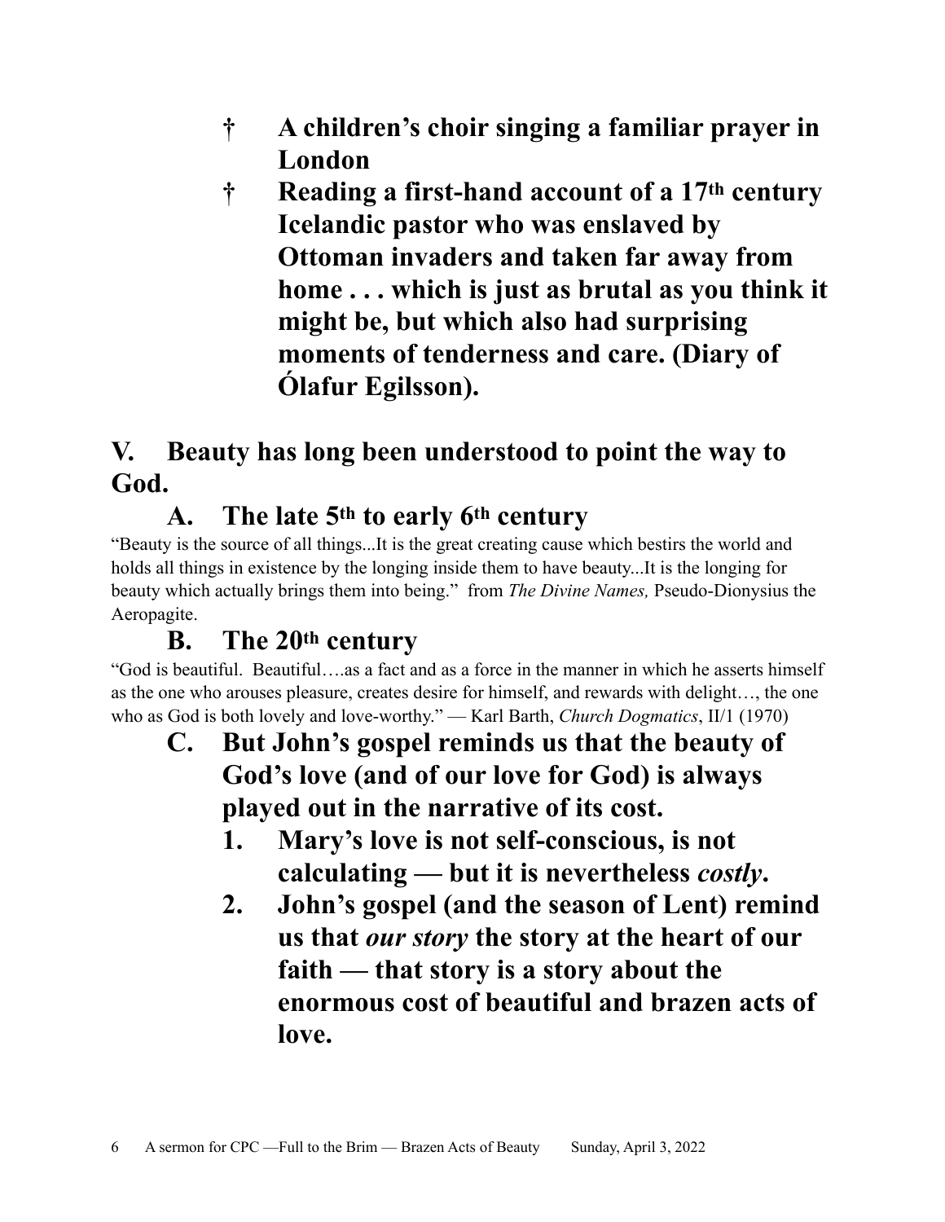- **† A children's choir singing a familiar prayer in London**
- **† Reading a first-hand account of a 17th century Icelandic pastor who was enslaved by Ottoman invaders and taken far away from home . . . which is just as brutal as you think it might be, but which also had surprising moments of tenderness and care. (Diary of Ólafur Egilsson).**

## V. Beauty has long been understood to point the way to God.

### A. The late 5th to early 6th century

"Beauty is the source of all things...It is the great creating cause which bestirs the world and holds all things in existence by the longing inside them to have beauty...It is the longing for beauty which actually brings them into being." from *The Divine Names,* Pseudo-Dionysius the Aeropagite.

### B. The 20th century

"God is beautiful. Beautiful….as a fact and as a force in the manner in which he asserts himself as the one who arouses pleasure, creates desire for himself, and rewards with delight…, the one who as God is both lovely and love-worthy." — Karl Barth, *Church Dogmatics*, II/1 (1970)

### C. But John's gospel reminds us that the beauty of God's love (and of our love for God) is always played out in the narrative of its cost.

1. **Mary's love is not self-conscious, is not calculating — but it is nevertheless *costly*.**
2. **John's gospel (and the season of Lent) remind us that *our story* the story at the heart of our faith — that story is a story about the enormous cost of beautiful and brazen acts of love.**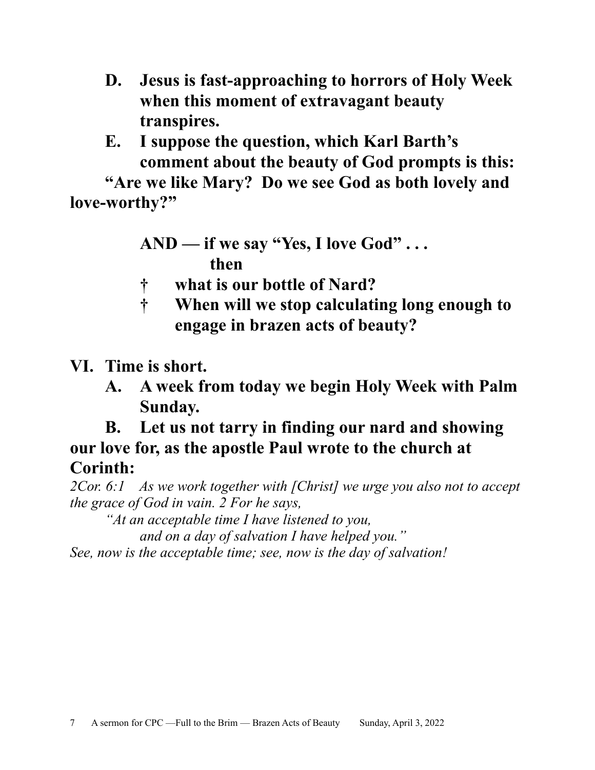**D. Jesus is fast-approaching to horrors of Holy Week when this moment of extravagant beauty transpires.**

**E. I suppose the question, which Karl Barth's comment about the beauty of God prompts is this:**

**"Are we like Mary? Do we see God as both lovely and love-worthy?"**

**AND — if we say "Yes, I love God" . . .**
**then**

- **† what is our bottle of Nard?**
- **† When will we stop calculating long enough to engage in brazen acts of beauty?**

**VI. Time is short.**

**A. A week from today we begin Holy Week with Palm Sunday.**

**B. Let us not tarry in finding our nard and showing our love for, as the apostle Paul wrote to the church at Corinth:**

*2Cor. 6:1 As we work together with [Christ] we urge you also not to accept the grace of God in vain. 2 For he says,*

*"At an acceptable time I have listened to you,*
*and on a day of salvation I have helped you."*

*See, now is the acceptable time; see, now is the day of salvation!*